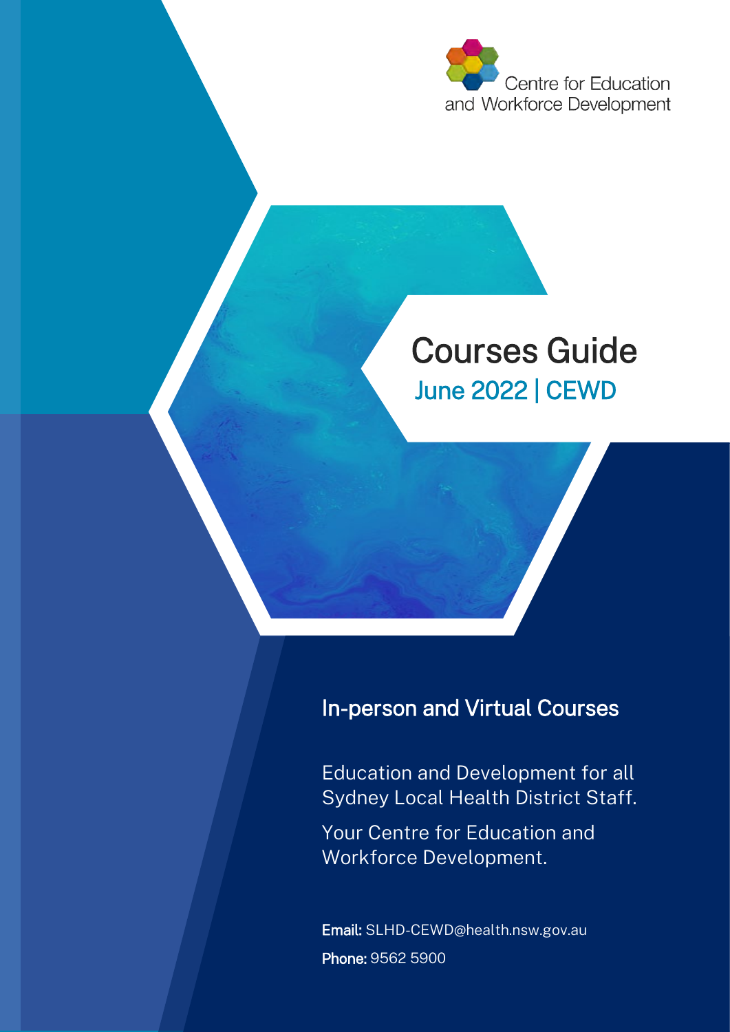Centre for Education and Workforce Development

# Courses Guide

## June 2022 | CEWD

### In-person and Virtual Courses

Education and Development for all Sydney Local Health District Staff.

Your Centre for Education and Workforce Development.

**Email:** SLHD-CEWD@health.nsw.gov.au

**Phone:** 9562 5900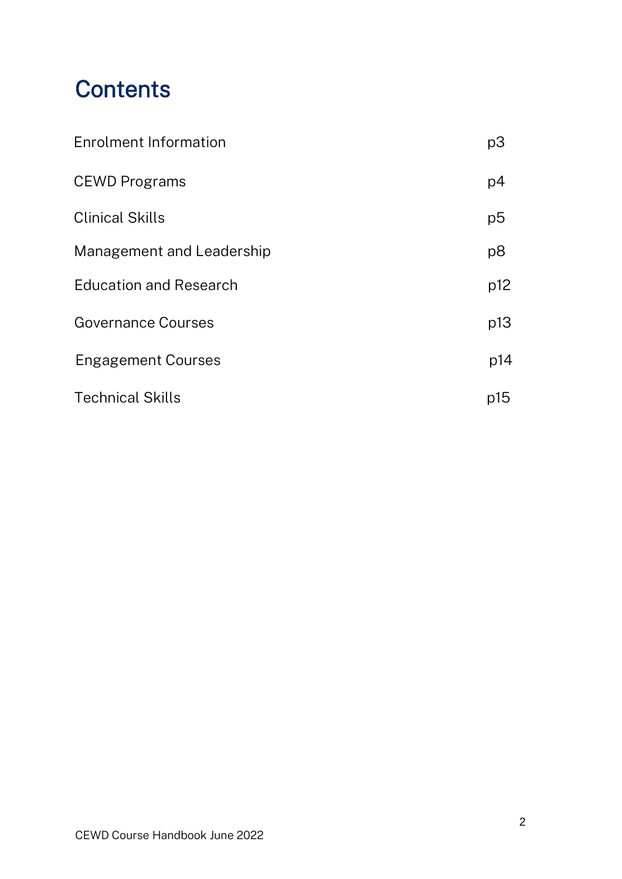# Contents

| | |
|---|---|
| Enrolment Information | p3 |
| CEWD Programs | p4 |
| Clinical Skills | p5 |
| Management and Leadership | p8 |
| Education and Research | p12 |
| Governance Courses | p13 |
| Engagement Courses | p14 |
| Technical Skills | p15 |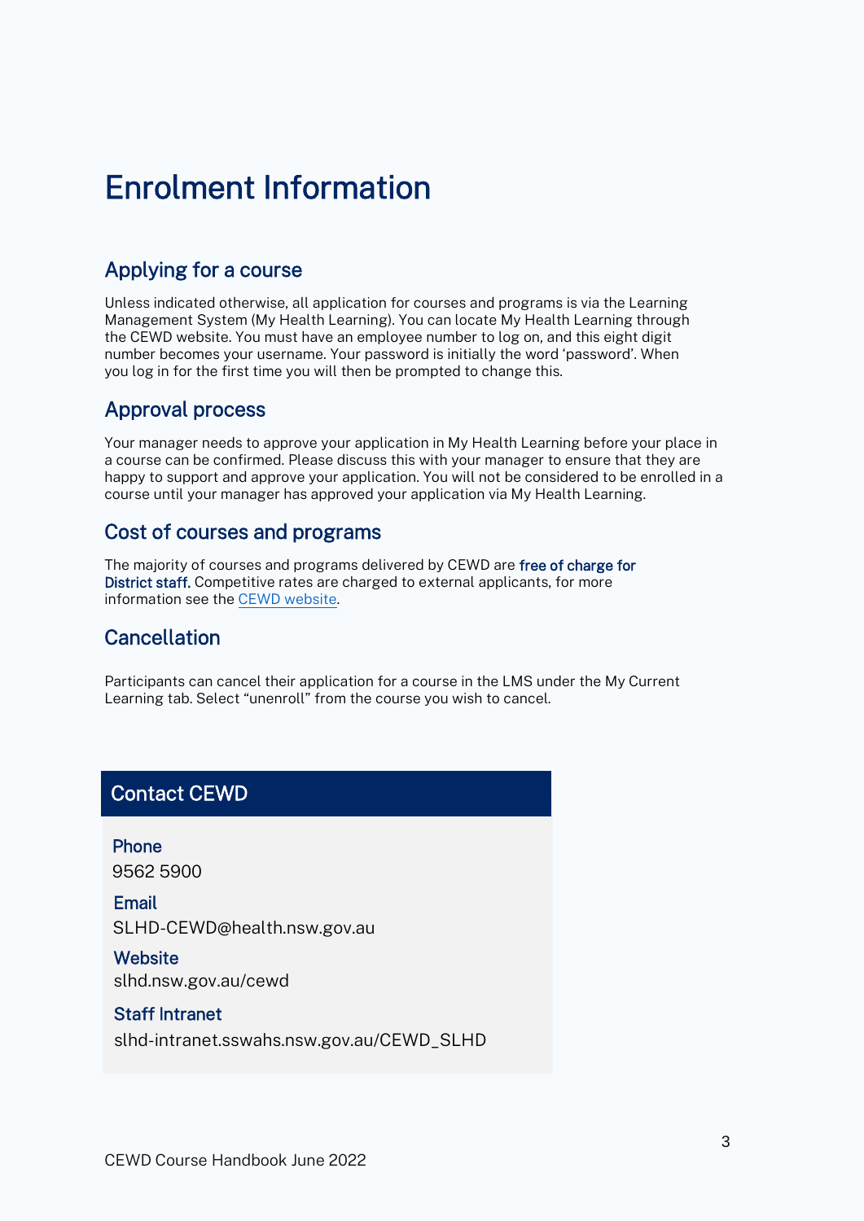# Enrolment Information

## Applying for a course

Unless indicated otherwise, all application for courses and programs is via the Learning Management System (My Health Learning). You can locate My Health Learning through the CEWD website. You must have an employee number to log on, and this eight digit number becomes your username. Your password is initially the word 'password'. When you log in for the first time you will then be prompted to change this.

## Approval process

Your manager needs to approve your application in My Health Learning before your place in a course can be confirmed. Please discuss this with your manager to ensure that they are happy to support and approve your application. You will not be considered to be enrolled in a course until your manager has approved your application via My Health Learning.

## Cost of courses and programs

The majority of courses and programs delivered by CEWD are **free of charge for District staff.** Competitive rates are charged to external applicants, for more information see the CEWD website.

## Cancellation

Participants can cancel their application for a course in the LMS under the My Current Learning tab. Select "unenroll" from the course you wish to cancel.

## Contact CEWD

**Phone**
9562 5900

**Email**
SLHD-CEWD@health.nsw.gov.au

**Website**
slhd.nsw.gov.au/cewd

**Staff Intranet**
slhd-intranet.sswahs.nsw.gov.au/CEWD_SLHD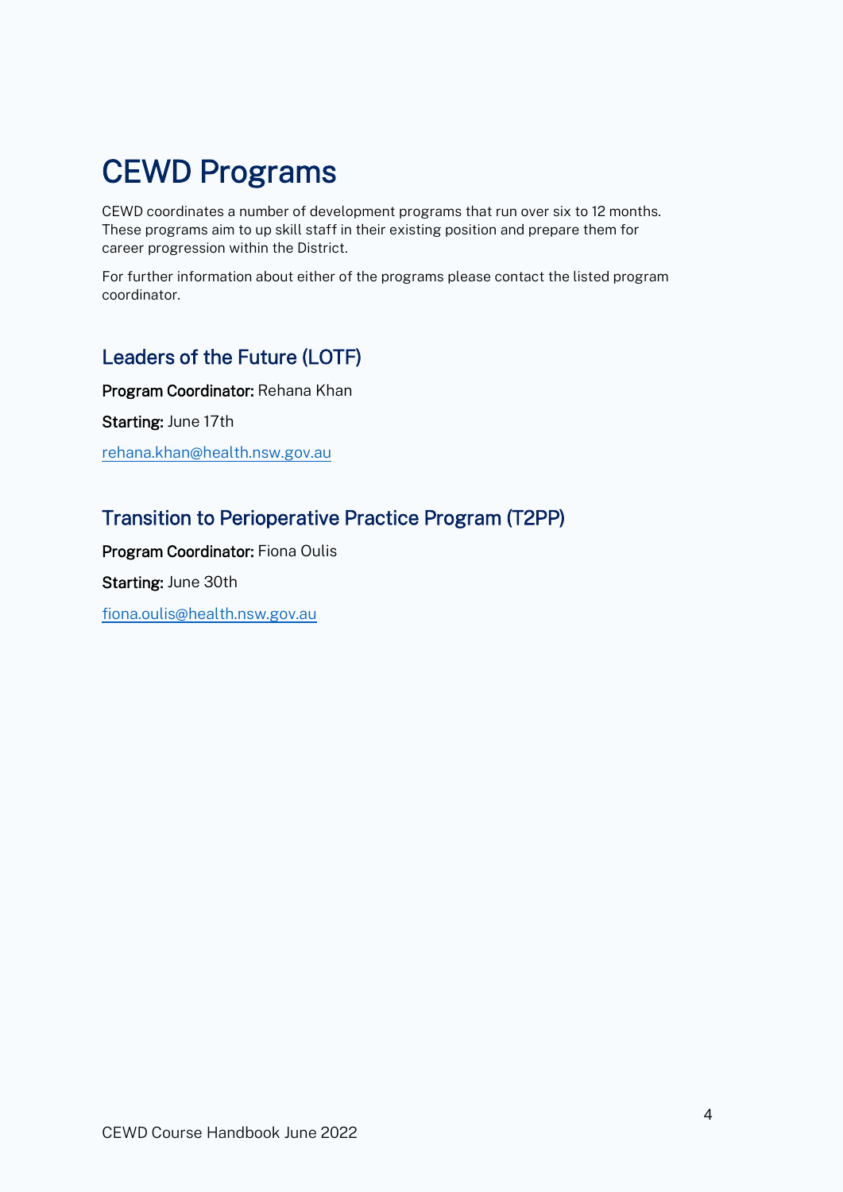# CEWD Programs

CEWD coordinates a number of development programs that run over six to 12 months. These programs aim to up skill staff in their existing position and prepare them for career progression within the District.

For further information about either of the programs please contact the listed program coordinator.

## Leaders of the Future (LOTF)

**Program Coordinator:** Rehana Khan

**Starting:** June 17th

rehana.khan@health.nsw.gov.au

## Transition to Perioperative Practice Program (T2PP)

**Program Coordinator:** Fiona Oulis

**Starting:** June 30th

fiona.oulis@health.nsw.gov.au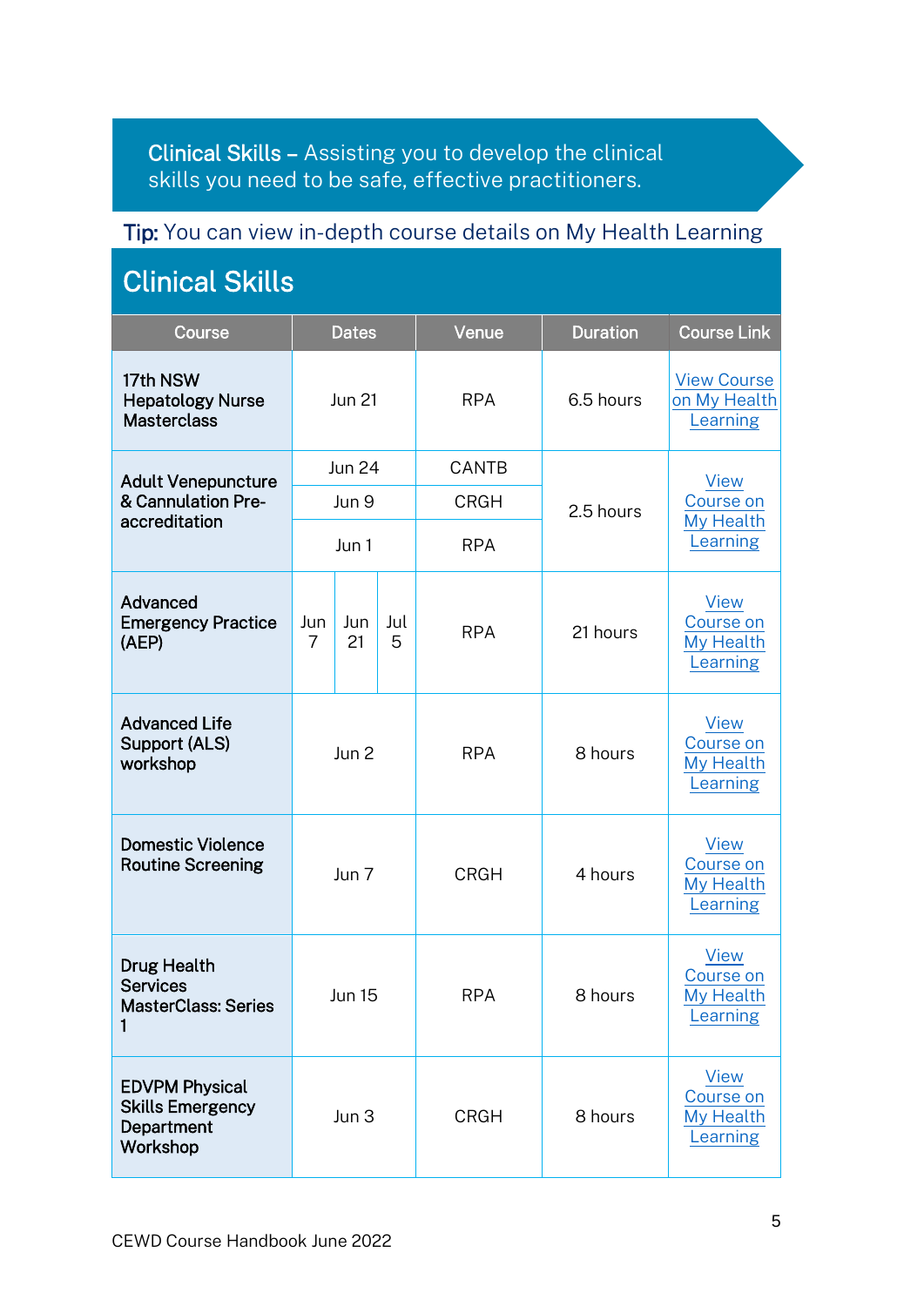**Clinical Skills** – Assisting you to develop the clinical skills you need to be safe, effective practitioners.

**Tip:** You can view in-depth course details on My Health Learning

## Clinical Skills

| Course | Dates | Venue | Duration | Course Link |
|---|---|---|---|---|
| 17th NSW Hepatology Nurse Masterclass | Jun 21 | RPA | 6.5 hours | View Course on My Health Learning |
| Adult Venepuncture & Cannulation Pre-accreditation | Jun 24 | CANTB | 2.5 hours | View Course on My Health Learning |
| | Jun 9 | CRGH | | |
| | Jun 1 | RPA | | |
| Advanced Emergency Practice (AEP) | Jun 7, Jun 21, Jul 5 | RPA | 21 hours | View Course on My Health Learning |
| Advanced Life Support (ALS) workshop | Jun 2 | RPA | 8 hours | View Course on My Health Learning |
| Domestic Violence Routine Screening | Jun 7 | CRGH | 4 hours | View Course on My Health Learning |
| Drug Health Services MasterClass: Series 1 | Jun 15 | RPA | 8 hours | View Course on My Health Learning |
| EDVPM Physical Skills Emergency Department Workshop | Jun 3 | CRGH | 8 hours | View Course on My Health Learning |

CEWD Course Handbook June 2022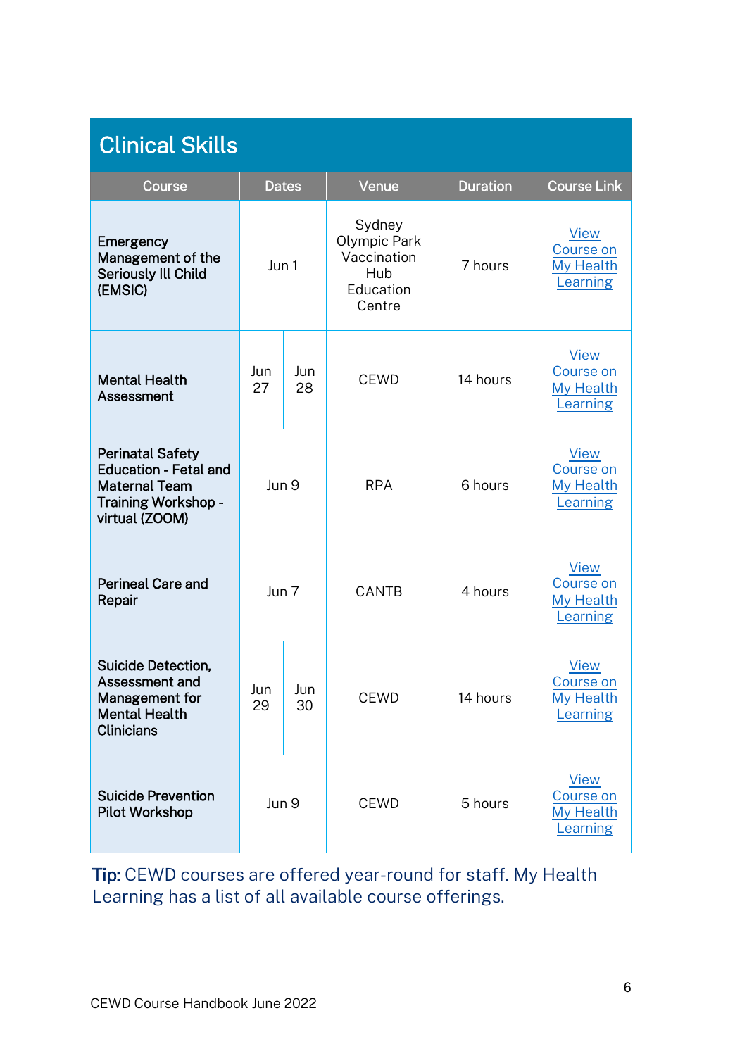## Clinical Skills

| Course | Dates | | Venue | Duration | Course Link |
|---|---|---|---|---|---|
| **Emergency Management of the Seriously Ill Child (EMSIC)** | Jun 1 | | Sydney Olympic Park Vaccination Hub Education Centre | 7 hours | View Course on My Health Learning |
| **Mental Health Assessment** | Jun 27 | Jun 28 | CEWD | 14 hours | View Course on My Health Learning |
| **Perinatal Safety Education - Fetal and Maternal Team Training Workshop - virtual (ZOOM)** | Jun 9 | | RPA | 6 hours | View Course on My Health Learning |
| **Perineal Care and Repair** | Jun 7 | | CANTB | 4 hours | View Course on My Health Learning |
| **Suicide Detection, Assessment and Management for Mental Health Clinicians** | Jun 29 | Jun 30 | CEWD | 14 hours | View Course on My Health Learning |
| **Suicide Prevention Pilot Workshop** | Jun 9 | | CEWD | 5 hours | View Course on My Health Learning |

**Tip:** CEWD courses are offered year-round for staff. My Health Learning has a list of all available course offerings.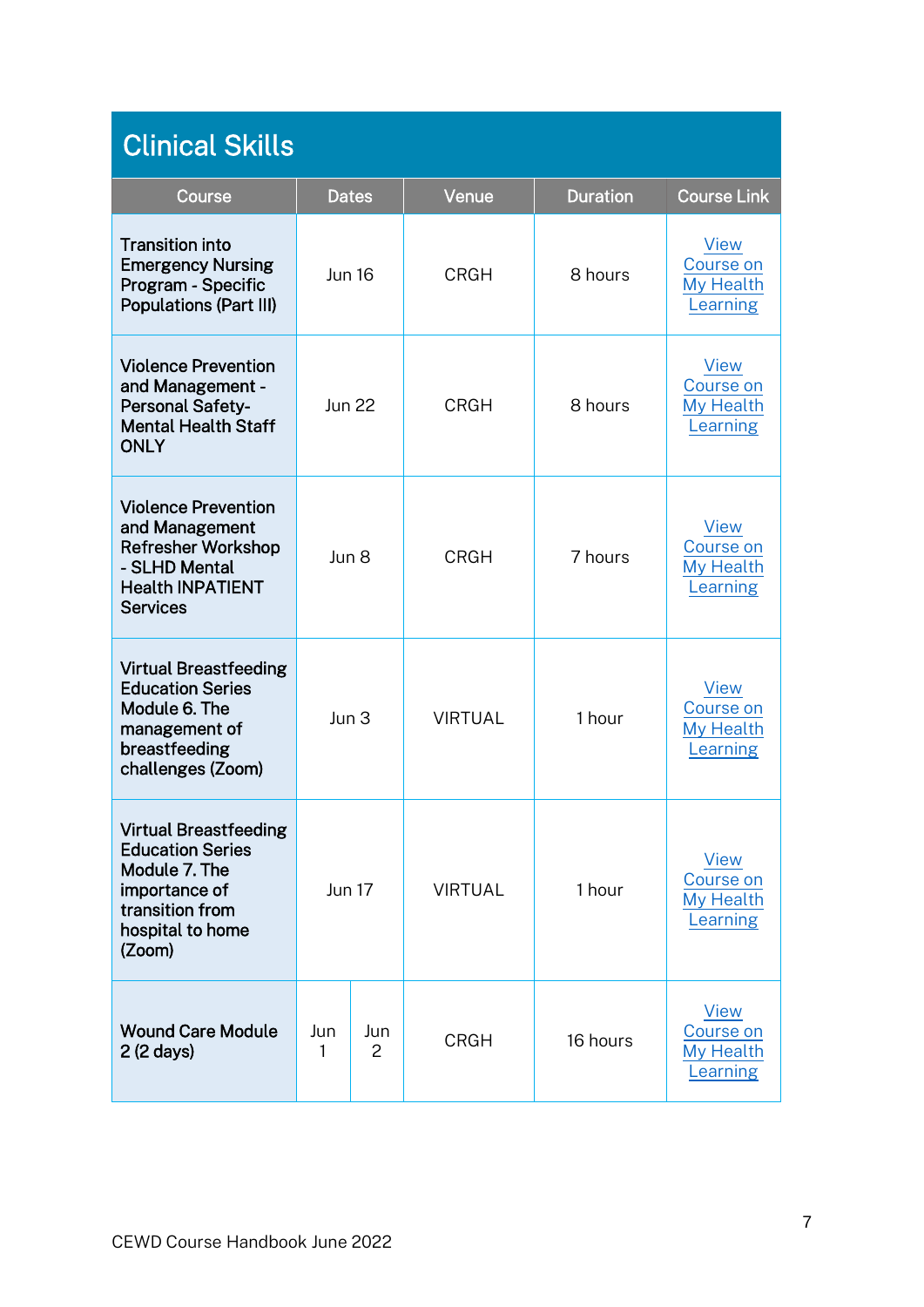## Clinical Skills

| Course | Dates | Venue | Duration | Course Link |
|---|---|---|---|---|
| Transition into Emergency Nursing Program - Specific Populations (Part III) | Jun 16 | CRGH | 8 hours | View Course on My Health Learning |
| Violence Prevention and Management - Personal Safety-Mental Health Staff ONLY | Jun 22 | CRGH | 8 hours | View Course on My Health Learning |
| Violence Prevention and Management Refresher Workshop - SLHD Mental Health INPATIENT Services | Jun 8 | CRGH | 7 hours | View Course on My Health Learning |
| Virtual Breastfeeding Education Series Module 6. The management of breastfeeding challenges (Zoom) | Jun 3 | VIRTUAL | 1 hour | View Course on My Health Learning |
| Virtual Breastfeeding Education Series Module 7. The importance of transition from hospital to home (Zoom) | Jun 17 | VIRTUAL | 1 hour | View Course on My Health Learning |
| Wound Care Module 2 (2 days) | Jun 1, Jun 2 | CRGH | 16 hours | View Course on My Health Learning |

CEWD Course Handbook June 2022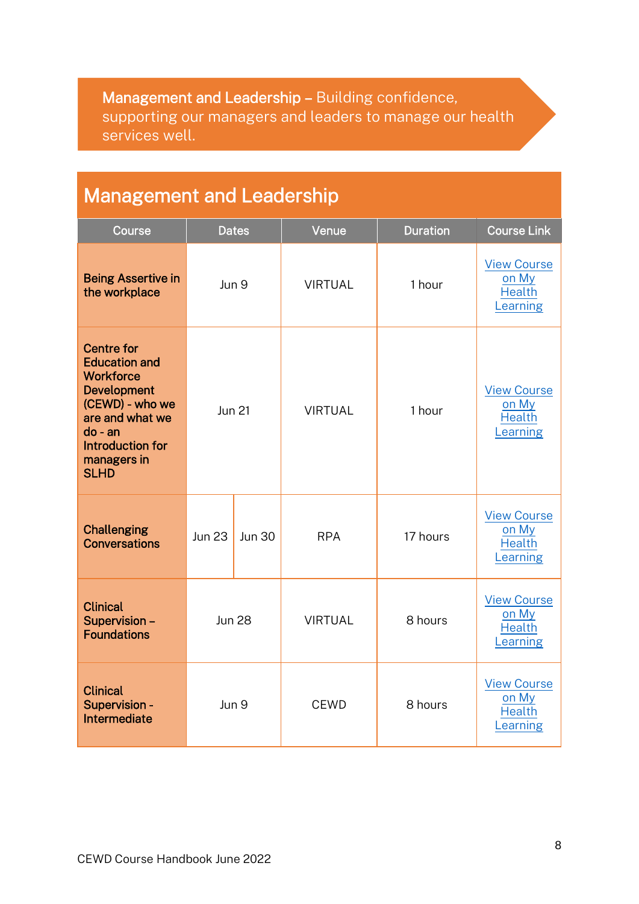**Management and Leadership** – Building confidence, supporting our managers and leaders to manage our health services well.

## Management and Leadership

| Course | Dates | | Venue | Duration | Course Link |
|---|---|---|---|---|---|
| **Being Assertive in the workplace** | Jun 9 | | VIRTUAL | 1 hour | View Course on My Health Learning |
| **Centre for Education and Workforce Development (CEWD) - who we are and what we do - an Introduction for managers in SLHD** | Jun 21 | | VIRTUAL | 1 hour | View Course on My Health Learning |
| **Challenging Conversations** | Jun 23 | Jun 30 | RPA | 17 hours | View Course on My Health Learning |
| **Clinical Supervision – Foundations** | Jun 28 | | VIRTUAL | 8 hours | View Course on My Health Learning |
| **Clinical Supervision - Intermediate** | Jun 9 | | CEWD | 8 hours | View Course on My Health Learning |

CEWD Course Handbook June 2022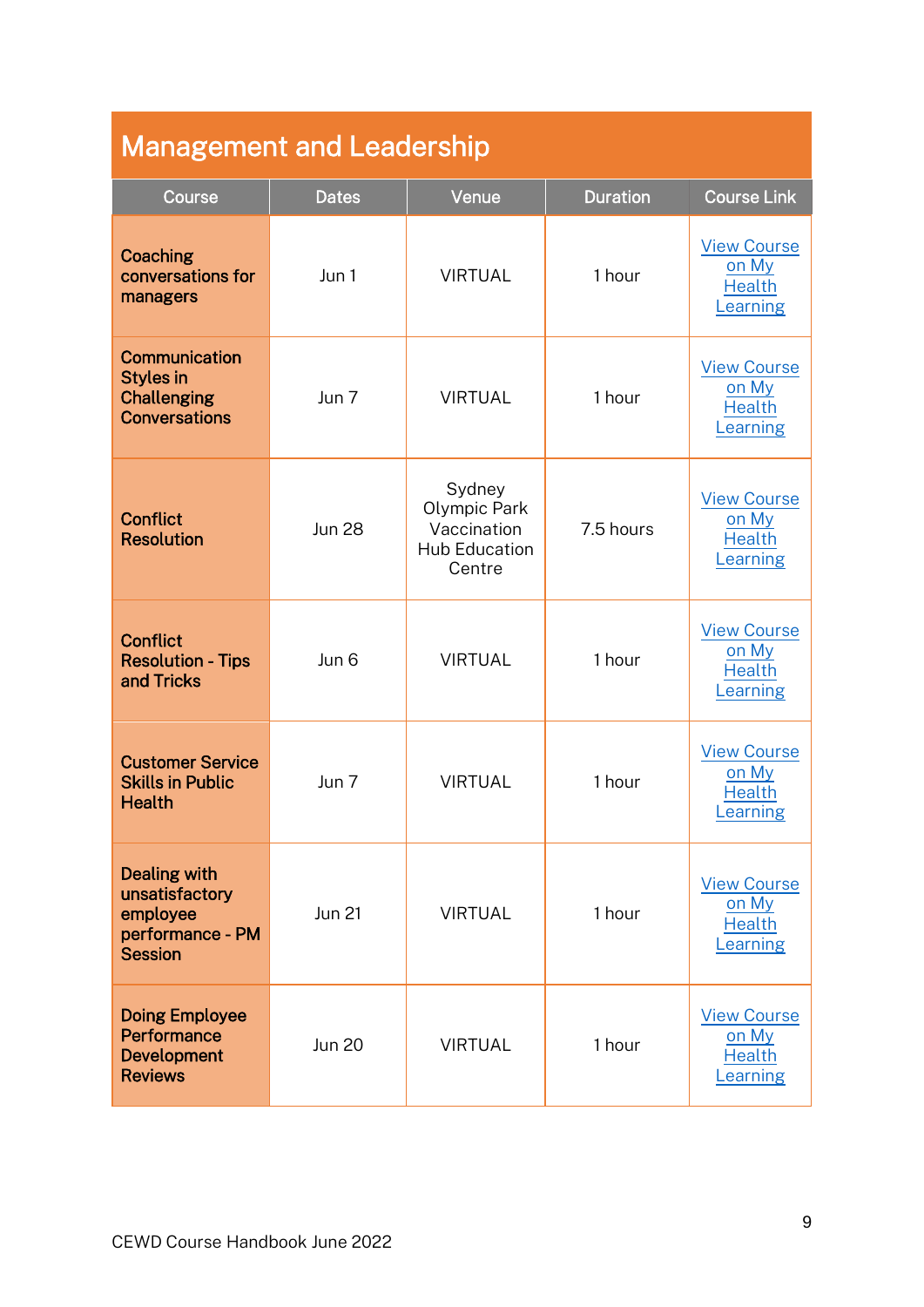## Management and Leadership

| Course | Dates | Venue | Duration | Course Link |
|---|---|---|---|---|
| **Coaching conversations for managers** | Jun 1 | VIRTUAL | 1 hour | View Course on My Health Learning |
| **Communication Styles in Challenging Conversations** | Jun 7 | VIRTUAL | 1 hour | View Course on My Health Learning |
| **Conflict Resolution** | Jun 28 | Sydney Olympic Park Vaccination Hub Education Centre | 7.5 hours | View Course on My Health Learning |
| **Conflict Resolution - Tips and Tricks** | Jun 6 | VIRTUAL | 1 hour | View Course on My Health Learning |
| **Customer Service Skills in Public Health** | Jun 7 | VIRTUAL | 1 hour | View Course on My Health Learning |
| **Dealing with unsatisfactory employee performance - PM Session** | Jun 21 | VIRTUAL | 1 hour | View Course on My Health Learning |
| **Doing Employee Performance Development Reviews** | Jun 20 | VIRTUAL | 1 hour | View Course on My Health Learning |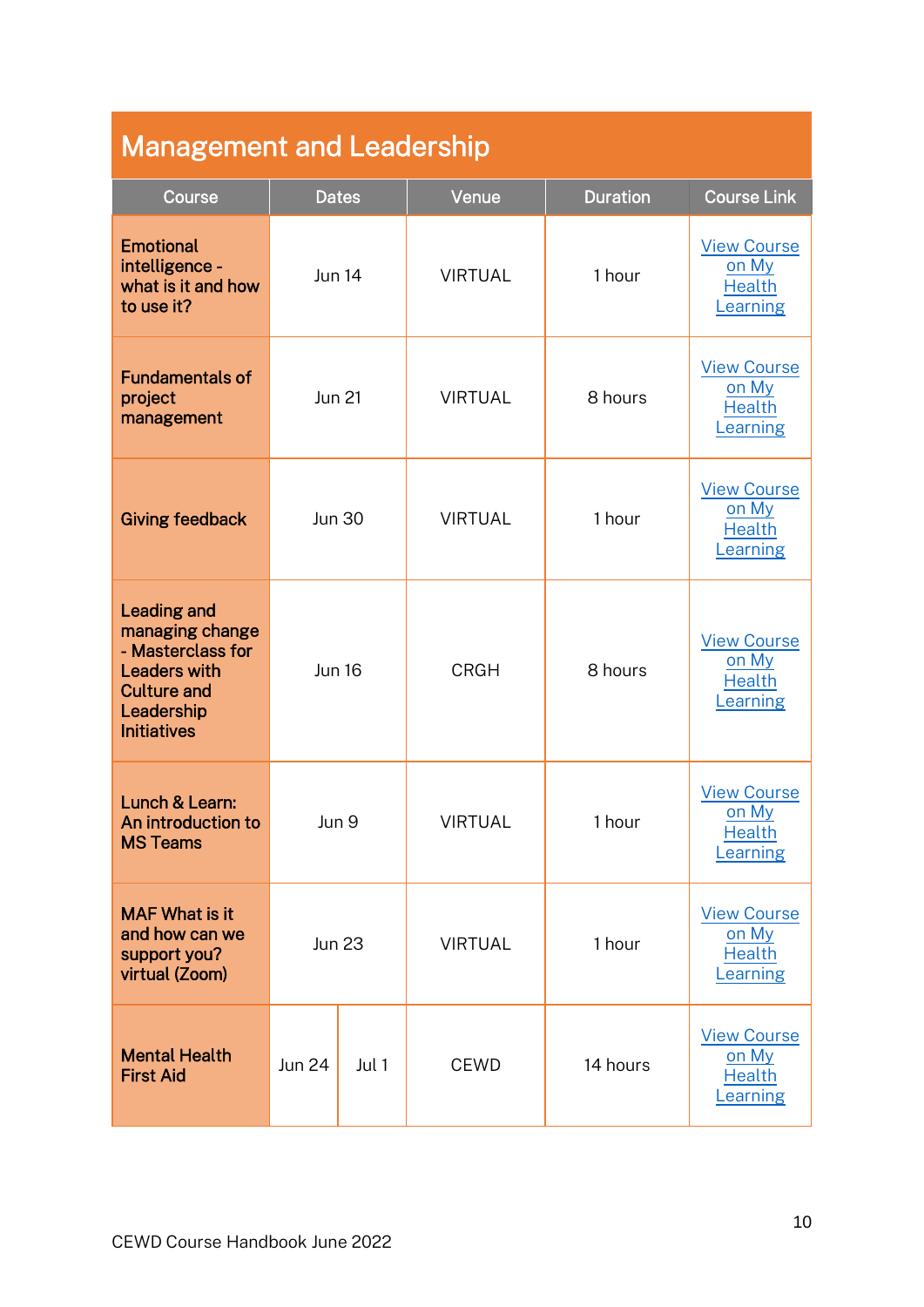## Management and Leadership

| Course | Dates | Venue | Duration | Course Link |
|---|---|---|---|---|
| **Emotional intelligence - what is it and how to use it?** | Jun 14 | VIRTUAL | 1 hour | View Course on My Health Learning |
| **Fundamentals of project management** | Jun 21 | VIRTUAL | 8 hours | View Course on My Health Learning |
| **Giving feedback** | Jun 30 | VIRTUAL | 1 hour | View Course on My Health Learning |
| **Leading and managing change - Masterclass for Leaders with Culture and Leadership Initiatives** | Jun 16 | CRGH | 8 hours | View Course on My Health Learning |
| **Lunch & Learn: An introduction to MS Teams** | Jun 9 | VIRTUAL | 1 hour | View Course on My Health Learning |
| **MAF What is it and how can we support you? virtual (Zoom)** | Jun 23 | VIRTUAL | 1 hour | View Course on My Health Learning |
| **Mental Health First Aid** | Jun 24, Jul 1 | CEWD | 14 hours | View Course on My Health Learning |

CEWD Course Handbook June 2022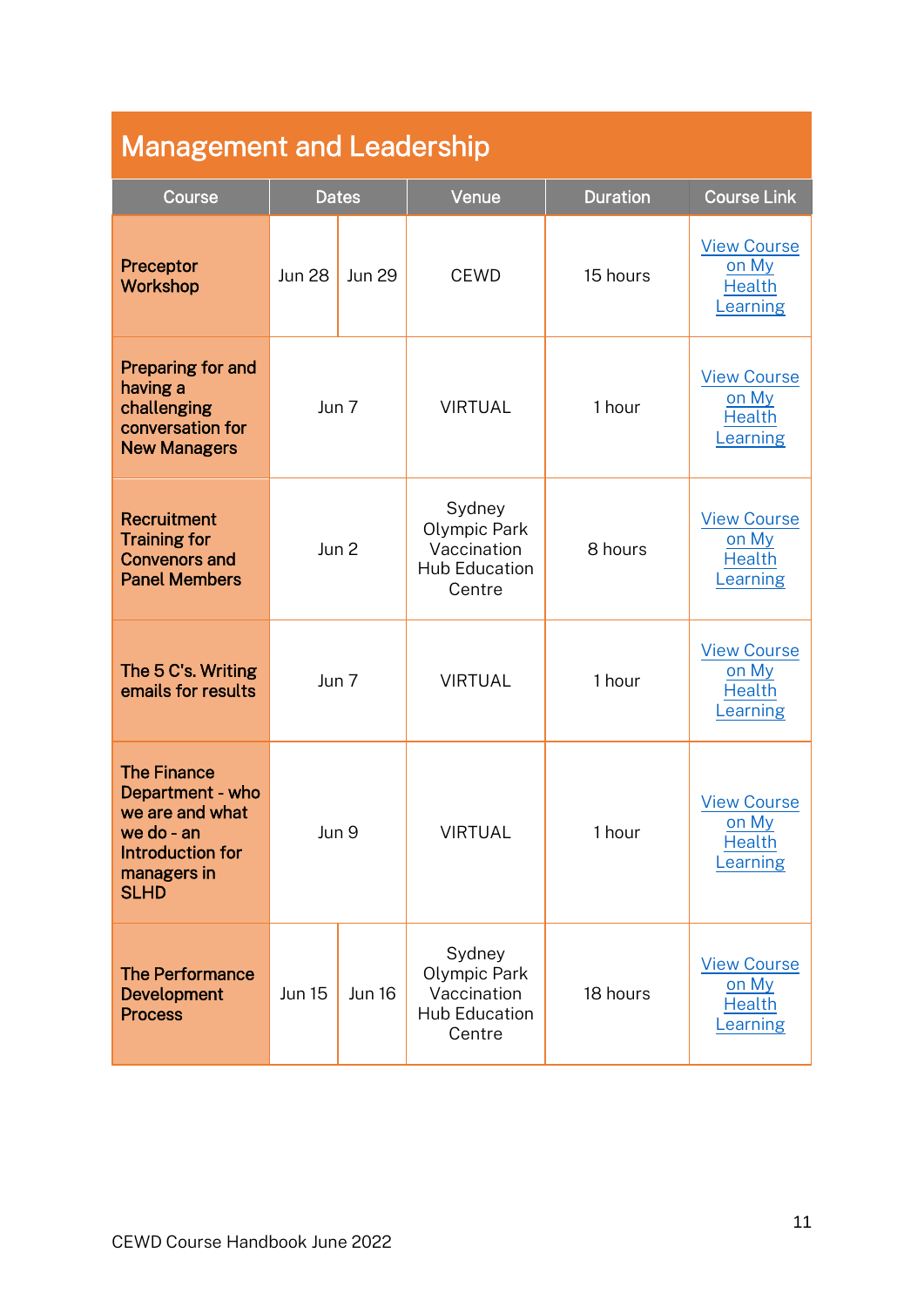## Management and Leadership

| Course | Dates | | Venue | Duration | Course Link |
|---|---|---|---|---|---|
| Preceptor Workshop | Jun 28 | Jun 29 | CEWD | 15 hours | View Course on My Health Learning |
| Preparing for and having a challenging conversation for New Managers | Jun 7 | | VIRTUAL | 1 hour | View Course on My Health Learning |
| Recruitment Training for Convenors and Panel Members | Jun 2 | | Sydney Olympic Park Vaccination Hub Education Centre | 8 hours | View Course on My Health Learning |
| The 5 C's. Writing emails for results | Jun 7 | | VIRTUAL | 1 hour | View Course on My Health Learning |
| The Finance Department - who we are and what we do - an Introduction for managers in SLHD | Jun 9 | | VIRTUAL | 1 hour | View Course on My Health Learning |
| The Performance Development Process | Jun 15 | Jun 16 | Sydney Olympic Park Vaccination Hub Education Centre | 18 hours | View Course on My Health Learning |

CEWD Course Handbook June 2022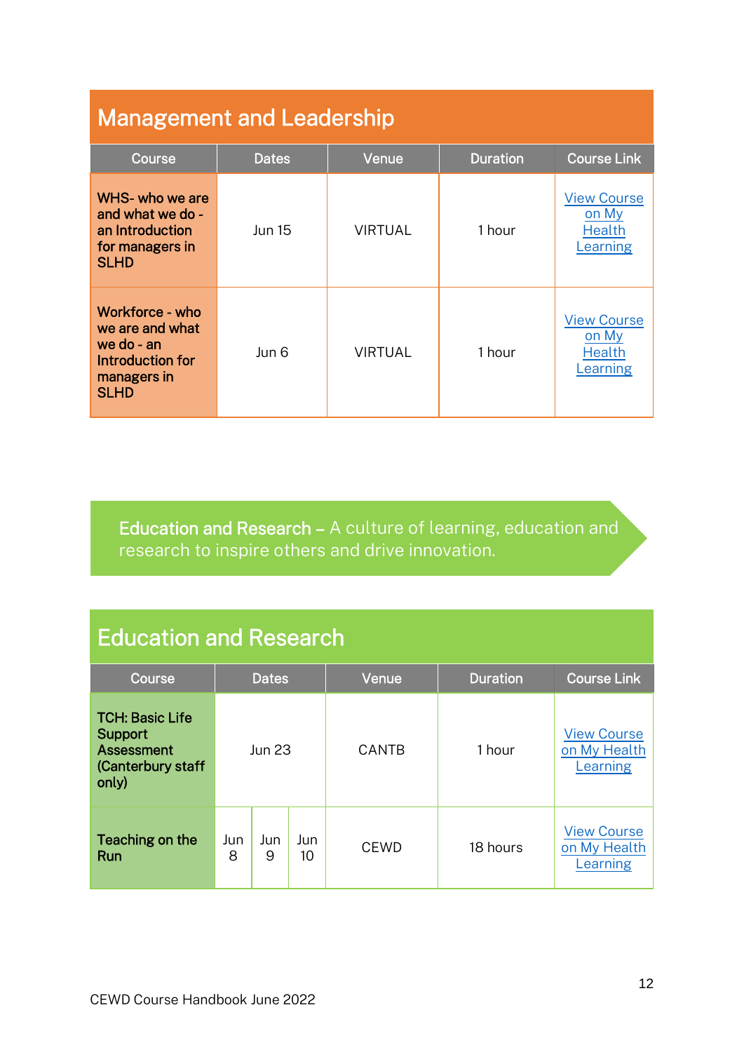## Management and Leadership

| Course | Dates | Venue | Duration | Course Link |
|---|---|---|---|---|
| **WHS- who we are and what we do - an Introduction for managers in SLHD** | Jun 15 | VIRTUAL | 1 hour | View Course on My Health Learning |
| **Workforce - who we are and what we do - an Introduction for managers in SLHD** | Jun 6 | VIRTUAL | 1 hour | View Course on My Health Learning |

**Education and Research –** A culture of learning, education and research to inspire others and drive innovation.

## Education and Research

| Course | Dates | | | Venue | Duration | Course Link |
|---|---|---|---|---|---|---|
| **TCH: Basic Life Support Assessment (Canterbury staff only)** | Jun 23 | | | CANTB | 1 hour | View Course on My Health Learning |
| **Teaching on the Run** | Jun 8 | Jun 9 | Jun 10 | CEWD | 18 hours | View Course on My Health Learning |

CEWD Course Handbook June 2022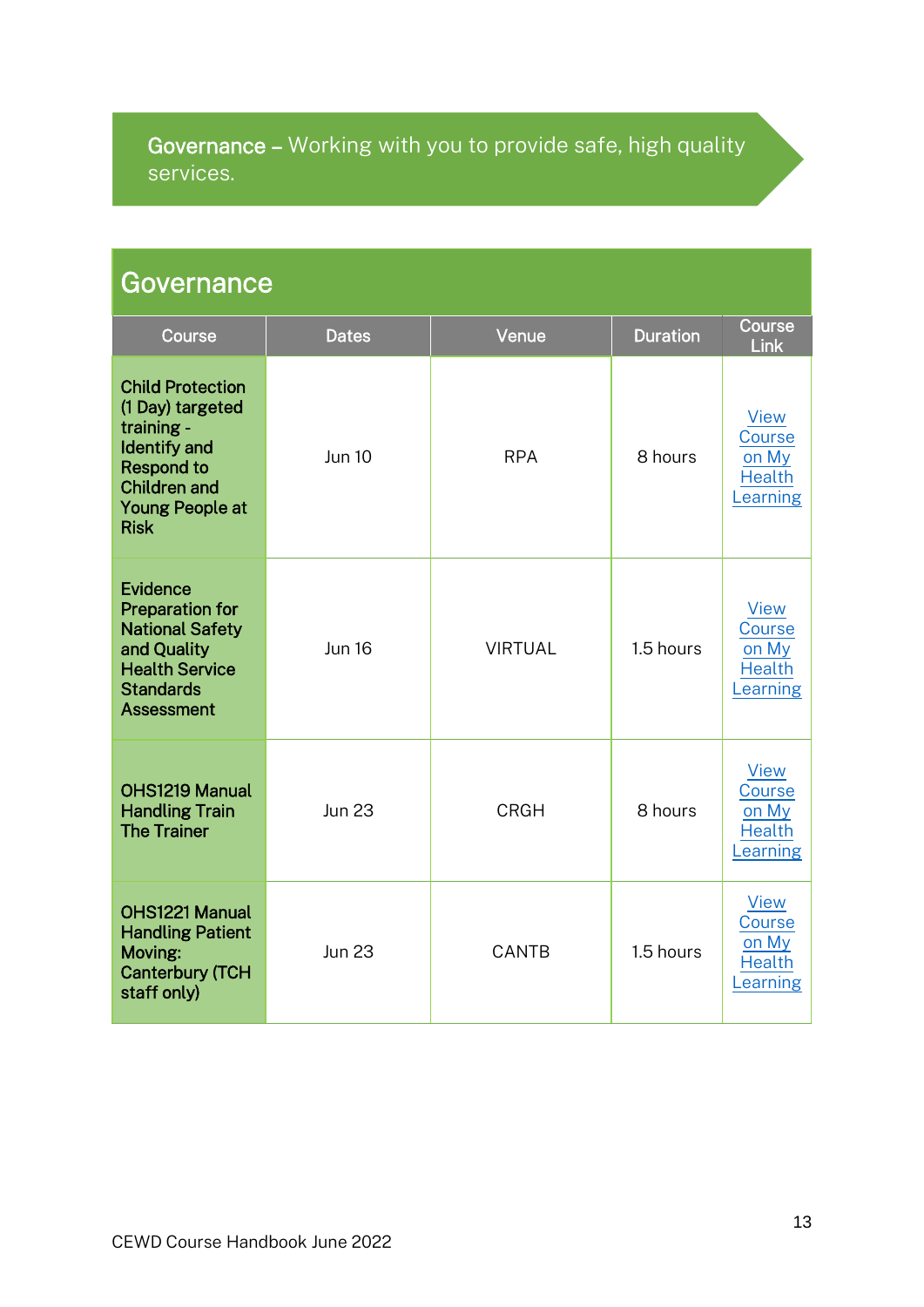**Governance** – Working with you to provide safe, high quality services.

## Governance

| Course | Dates | Venue | Duration | Course Link |
| --- | --- | --- | --- | --- |
| **Child Protection (1 Day) targeted training - Identify and Respond to Children and Young People at Risk** | Jun 10 | RPA | 8 hours | View Course on My Health Learning |
| **Evidence Preparation for National Safety and Quality Health Service Standards Assessment** | Jun 16 | VIRTUAL | 1.5 hours | View Course on My Health Learning |
| **OHS1219 Manual Handling Train The Trainer** | Jun 23 | CRGH | 8 hours | View Course on My Health Learning |
| **OHS1221 Manual Handling Patient Moving: Canterbury (TCH staff only)** | Jun 23 | CANTB | 1.5 hours | View Course on My Health Learning |

CEWD Course Handbook June 2022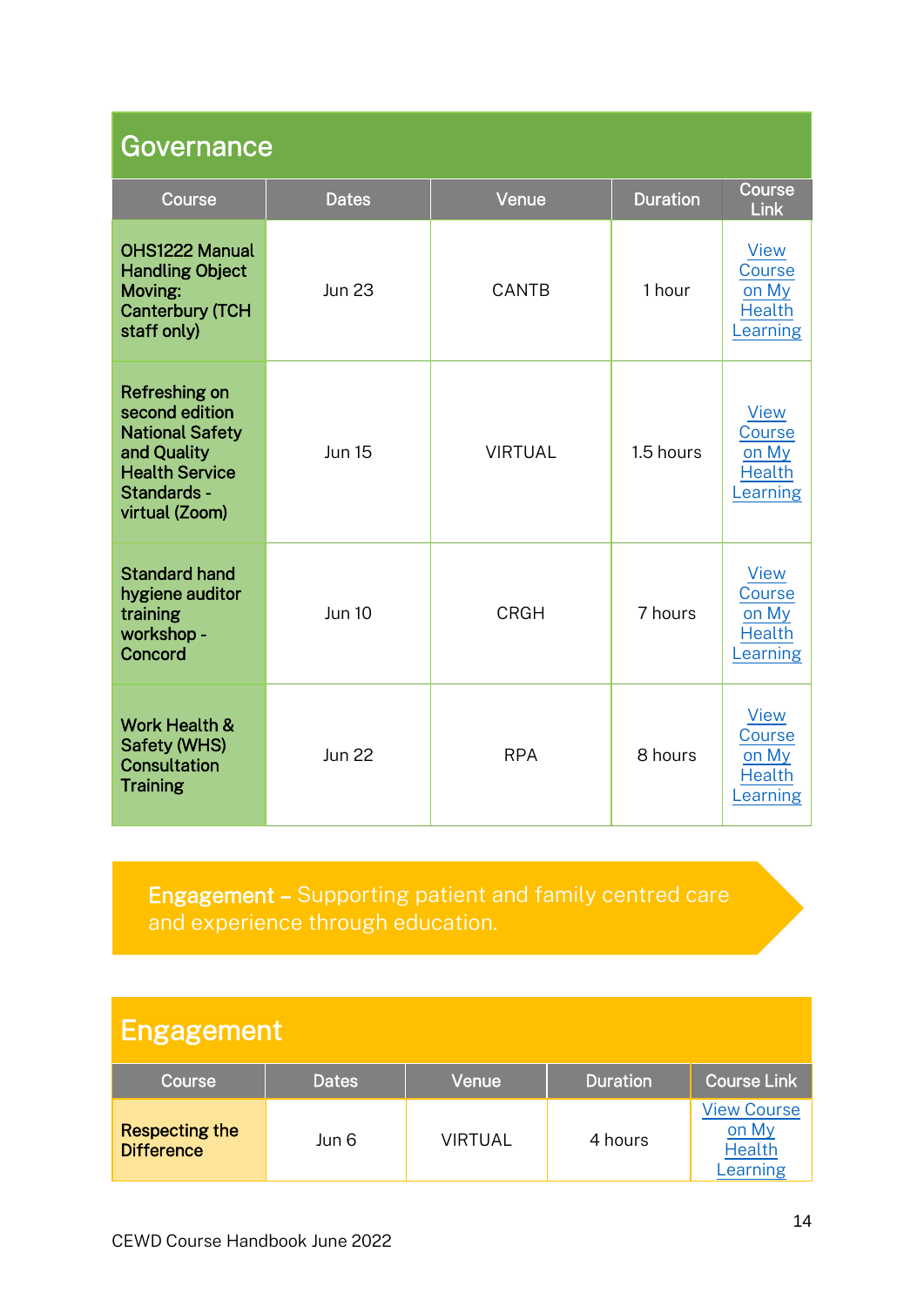## Governance

| Course | Dates | Venue | Duration | Course Link |
|---|---|---|---|---|
| **OHS1222 Manual Handling Object Moving: Canterbury (TCH staff only)** | Jun 23 | CANTB | 1 hour | View Course on My Health Learning |
| **Refreshing on second edition National Safety and Quality Health Service Standards - virtual (Zoom)** | Jun 15 | VIRTUAL | 1.5 hours | View Course on My Health Learning |
| **Standard hand hygiene auditor training workshop - Concord** | Jun 10 | CRGH | 7 hours | View Course on My Health Learning |
| **Work Health & Safety (WHS) Consultation Training** | Jun 22 | RPA | 8 hours | View Course on My Health Learning |

**Engagement –** Supporting patient and family centred care and experience through education.

## Engagement

| Course | Dates | Venue | Duration | Course Link |
|---|---|---|---|---|
| **Respecting the Difference** | Jun 6 | VIRTUAL | 4 hours | View Course on My Health Learning |

CEWD Course Handbook June 2022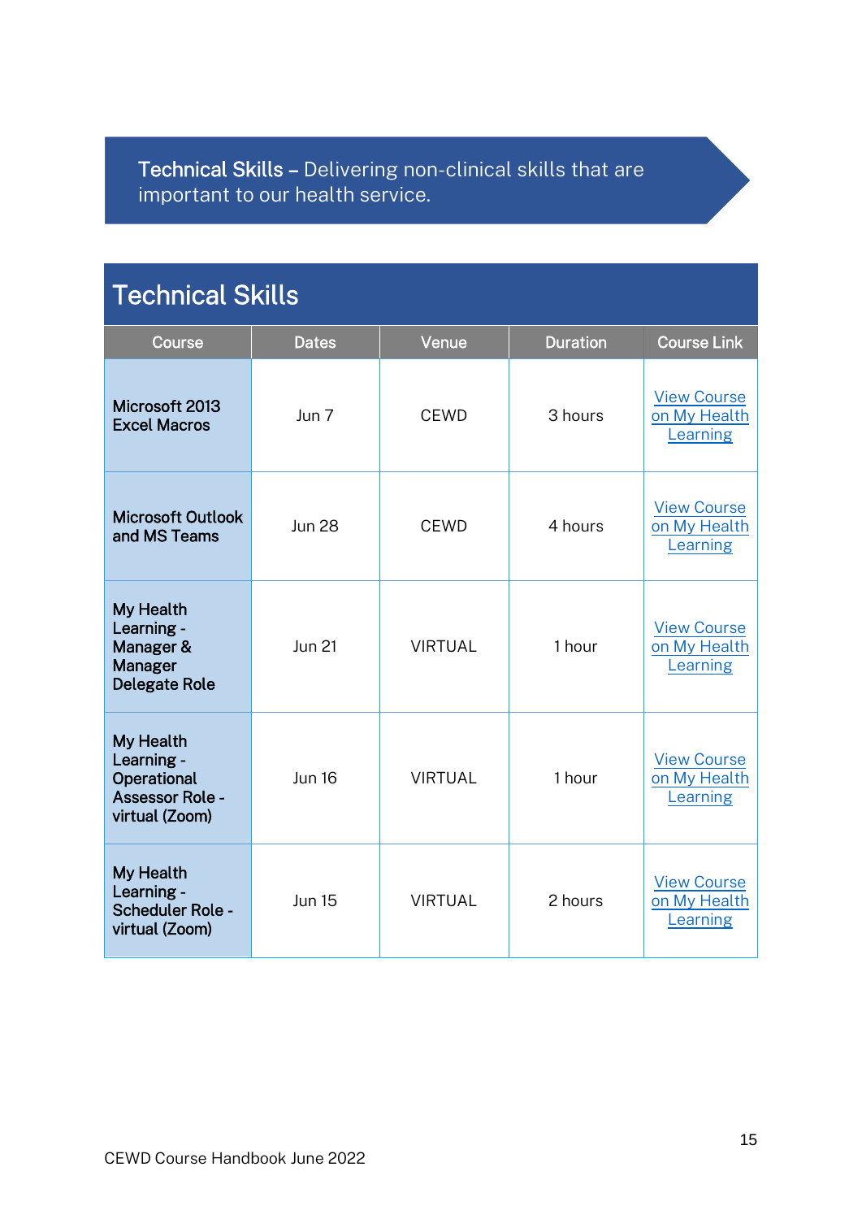**Technical Skills** – Delivering non-clinical skills that are important to our health service.

## Technical Skills

| Course | Dates | Venue | Duration | Course Link |
|---|---|---|---|---|
| **Microsoft 2013 Excel Macros** | Jun 7 | CEWD | 3 hours | View Course on My Health Learning |
| **Microsoft Outlook and MS Teams** | Jun 28 | CEWD | 4 hours | View Course on My Health Learning |
| **My Health Learning - Manager & Manager Delegate Role** | Jun 21 | VIRTUAL | 1 hour | View Course on My Health Learning |
| **My Health Learning - Operational Assessor Role - virtual (Zoom)** | Jun 16 | VIRTUAL | 1 hour | View Course on My Health Learning |
| **My Health Learning - Scheduler Role - virtual (Zoom)** | Jun 15 | VIRTUAL | 2 hours | View Course on My Health Learning |